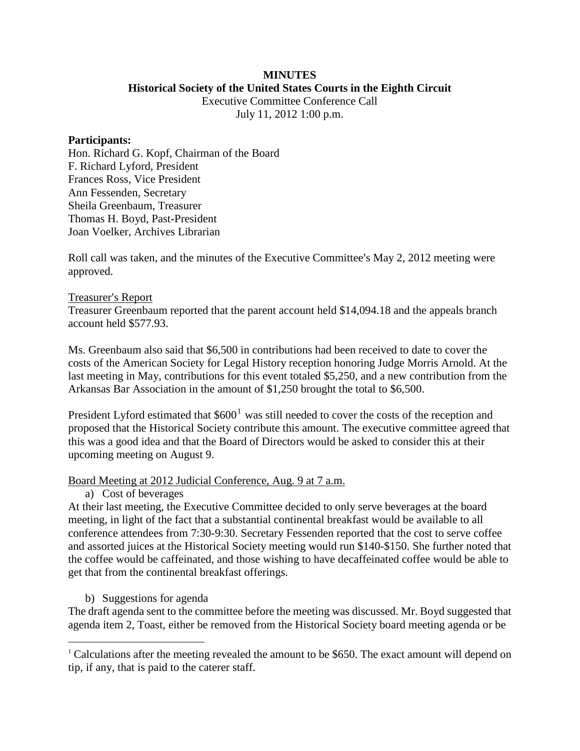**MINUTES**

**Historical Society of the United States Courts in the Eighth Circuit**

Executive Committee Conference Call

July 11, 2012 1:00 p.m.

**Participants:**

Hon. Richard G. Kopf, Chairman of the Board
F. Richard Lyford, President
Frances Ross, Vice President
Ann Fessenden, Secretary
Sheila Greenbaum, Treasurer
Thomas H. Boyd, Past-President
Joan Voelker, Archives Librarian

Roll call was taken, and the minutes of the Executive Committee's May 2, 2012 meeting were approved.

Treasurer's Report

Treasurer Greenbaum reported that the parent account held $14,094.18 and the appeals branch account held $577.93.

Ms. Greenbaum also said that $6,500 in contributions had been received to date to cover the costs of the American Society for Legal History reception honoring Judge Morris Arnold. At the last meeting in May, contributions for this event totaled $5,250, and a new contribution from the Arkansas Bar Association in the amount of $1,250 brought the total to $6,500.

President Lyford estimated that $600[1] was still needed to cover the costs of the reception and proposed that the Historical Society contribute this amount. The executive committee agreed that this was a good idea and that the Board of Directors would be asked to consider this at their upcoming meeting on August 9.

Board Meeting at 2012 Judicial Conference, Aug. 9 at 7 a.m.

a) Cost of beverages

At their last meeting, the Executive Committee decided to only serve beverages at the board meeting, in light of the fact that a substantial continental breakfast would be available to all conference attendees from 7:30-9:30. Secretary Fessenden reported that the cost to serve coffee and assorted juices at the Historical Society meeting would run $140-$150. She further noted that the coffee would be caffeinated, and those wishing to have decaffeinated coffee would be able to get that from the continental breakfast offerings.

b) Suggestions for agenda

The draft agenda sent to the committee before the meeting was discussed. Mr. Boyd suggested that agenda item 2, Toast, either be removed from the Historical Society board meeting agenda or be

---

[1] Calculations after the meeting revealed the amount to be $650. The exact amount will depend on tip, if any, that is paid to the caterer staff.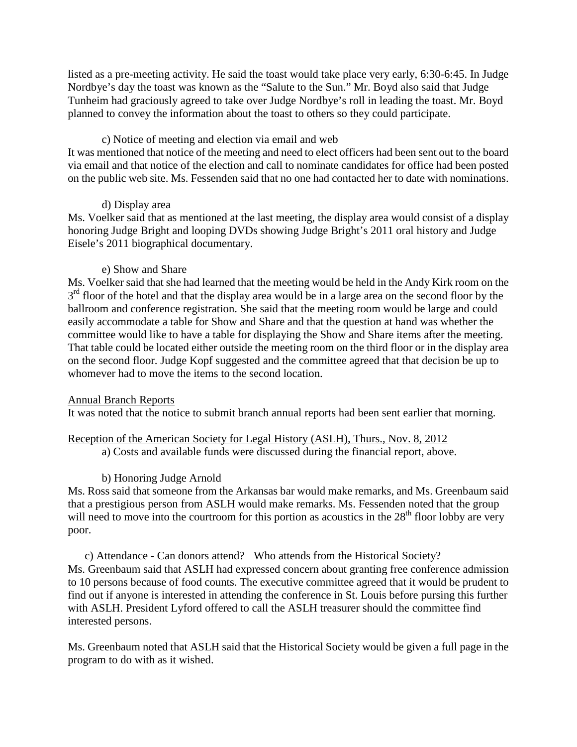listed as a pre-meeting activity. He said the toast would take place very early, 6:30-6:45. In Judge Nordbye's day the toast was known as the "Salute to the Sun." Mr. Boyd also said that Judge Tunheim had graciously agreed to take over Judge Nordbye's roll in leading the toast. Mr. Boyd planned to convey the information about the toast to others so they could participate.

c) Notice of meeting and election via email and web

It was mentioned that notice of the meeting and need to elect officers had been sent out to the board via email and that notice of the election and call to nominate candidates for office had been posted on the public web site. Ms. Fessenden said that no one had contacted her to date with nominations.

d) Display area

Ms. Voelker said that as mentioned at the last meeting, the display area would consist of a display honoring Judge Bright and looping DVDs showing Judge Bright's 2011 oral history and Judge Eisele's 2011 biographical documentary.

e) Show and Share

Ms. Voelker said that she had learned that the meeting would be held in the Andy Kirk room on the 3rd floor of the hotel and that the display area would be in a large area on the second floor by the ballroom and conference registration. She said that the meeting room would be large and could easily accommodate a table for Show and Share and that the question at hand was whether the committee would like to have a table for displaying the Show and Share items after the meeting. That table could be located either outside the meeting room on the third floor or in the display area on the second floor. Judge Kopf suggested and the committee agreed that that decision be up to whomever had to move the items to the second location.

<u>Annual Branch Reports</u>

It was noted that the notice to submit branch annual reports had been sent earlier that morning.

<u>Reception of the American Society for Legal History (ASLH), Thurs., Nov. 8, 2012</u>

a) Costs and available funds were discussed during the financial report, above.

b) Honoring Judge Arnold

Ms. Ross said that someone from the Arkansas bar would make remarks, and Ms. Greenbaum said that a prestigious person from ASLH would make remarks. Ms. Fessenden noted that the group will need to move into the courtroom for this portion as acoustics in the 28th floor lobby are very poor.

c) Attendance - Can donors attend? Who attends from the Historical Society?

Ms. Greenbaum said that ASLH had expressed concern about granting free conference admission to 10 persons because of food counts. The executive committee agreed that it would be prudent to find out if anyone is interested in attending the conference in St. Louis before pursing this further with ASLH. President Lyford offered to call the ASLH treasurer should the committee find interested persons.

Ms. Greenbaum noted that ASLH said that the Historical Society would be given a full page in the program to do with as it wished.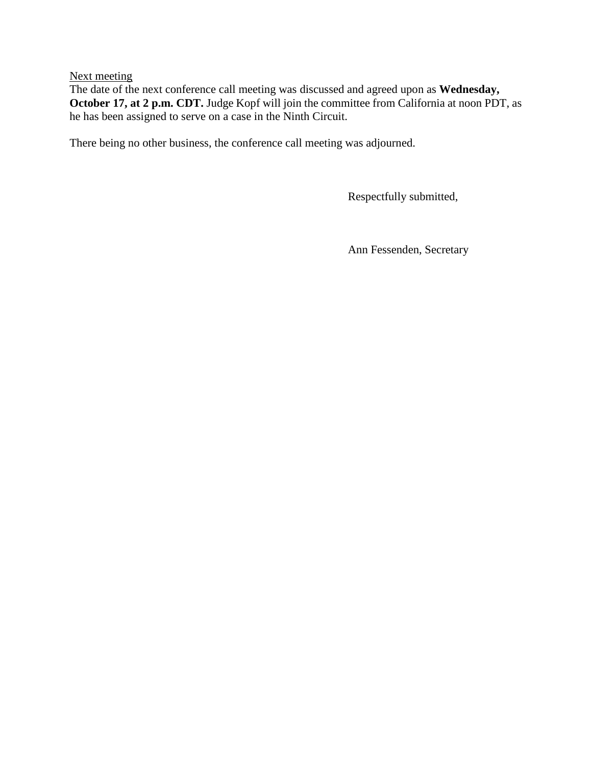<u>Next meeting</u>
The date of the next conference call meeting was discussed and agreed upon as **Wednesday, October 17, at 2 p.m. CDT.** Judge Kopf will join the committee from California at noon PDT, as he has been assigned to serve on a case in the Ninth Circuit.

There being no other business, the conference call meeting was adjourned.

Respectfully submitted,

Ann Fessenden, Secretary